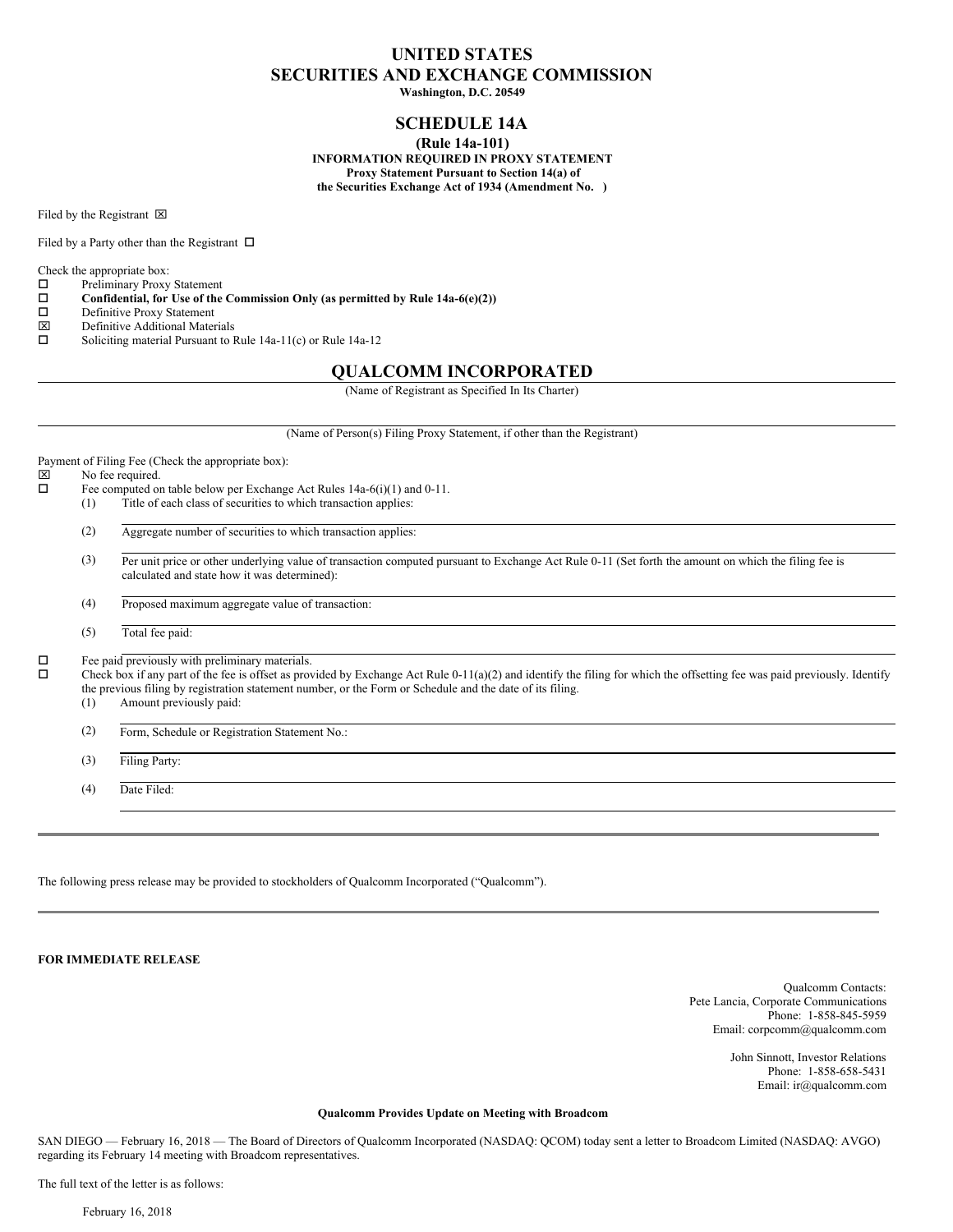# UNITED STATES
# SECURITIES AND EXCHANGE COMMISSION

**Washington, D.C. 20549**

## SCHEDULE 14A

**(Rule 14a-101)**
**INFORMATION REQUIRED IN PROXY STATEMENT**
**Proxy Statement Pursuant to Section 14(a) of**
**the Securities Exchange Act of 1934 (Amendment No. )**

Filed by the Registrant ☒

Filed by a Party other than the Registrant ☐

Check the appropriate box:

☐ Preliminary Proxy Statement
☐ **Confidential, for Use of the Commission Only (as permitted by Rule 14a-6(e)(2))**
☐ Definitive Proxy Statement
☒ Definitive Additional Materials
☐ Soliciting material Pursuant to Rule 14a-11(c) or Rule 14a-12

## QUALCOMM INCORPORATED

(Name of Registrant as Specified In Its Charter)

(Name of Person(s) Filing Proxy Statement, if other than the Registrant)

Payment of Filing Fee (Check the appropriate box):

☒ No fee required.
☐ Fee computed on table below per Exchange Act Rules 14a-6(i)(1) and 0-11.

(1) Title of each class of securities to which transaction applies:

(2) Aggregate number of securities to which transaction applies:

(3) Per unit price or other underlying value of transaction computed pursuant to Exchange Act Rule 0-11 (Set forth the amount on which the filing fee is calculated and state how it was determined):

(4) Proposed maximum aggregate value of transaction:

(5) Total fee paid:

☐ Fee paid previously with preliminary materials.
☐ Check box if any part of the fee is offset as provided by Exchange Act Rule 0-11(a)(2) and identify the filing for which the offsetting fee was paid previously. Identify the previous filing by registration statement number, or the Form or Schedule and the date of its filing.

(1) Amount previously paid:

(2) Form, Schedule or Registration Statement No.:

(3) Filing Party:

(4) Date Filed:

---

The following press release may be provided to stockholders of Qualcomm Incorporated ("Qualcomm").

---

**FOR IMMEDIATE RELEASE**

Qualcomm Contacts:
Pete Lancia, Corporate Communications
Phone: 1-858-845-5959
Email: corpcomm@qualcomm.com

John Sinnott, Investor Relations
Phone: 1-858-658-5431
Email: ir@qualcomm.com

**Qualcomm Provides Update on Meeting with Broadcom**

SAN DIEGO — February 16, 2018 — The Board of Directors of Qualcomm Incorporated (NASDAQ: QCOM) today sent a letter to Broadcom Limited (NASDAQ: AVGO) regarding its February 14 meeting with Broadcom representatives.

The full text of the letter is as follows:

February 16, 2018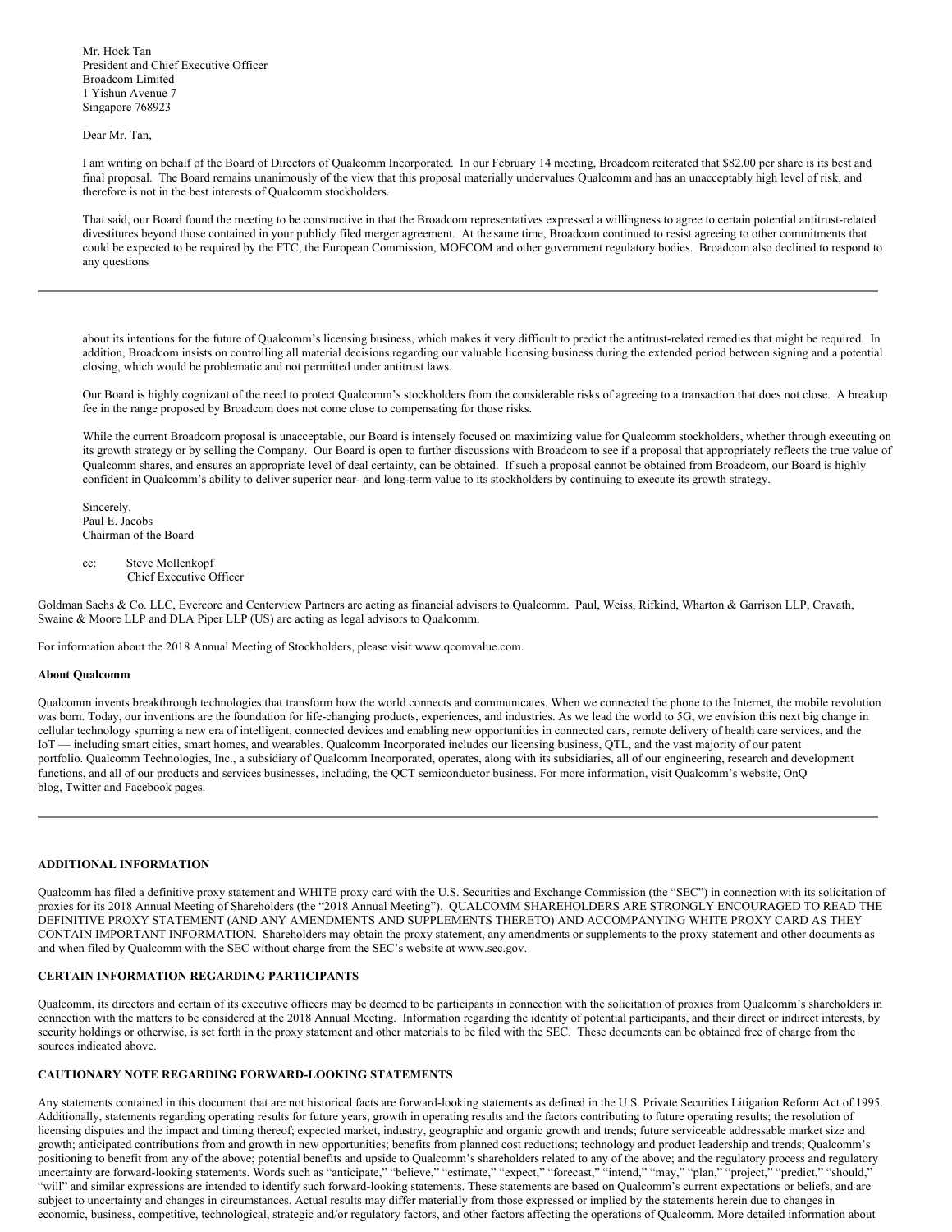Mr. Hock Tan
President and Chief Executive Officer
Broadcom Limited
1 Yishun Avenue 7
Singapore 768923

Dear Mr. Tan,

I am writing on behalf of the Board of Directors of Qualcomm Incorporated. In our February 14 meeting, Broadcom reiterated that $82.00 per share is its best and final proposal. The Board remains unanimously of the view that this proposal materially undervalues Qualcomm and has an unacceptably high level of risk, and therefore is not in the best interests of Qualcomm stockholders.

That said, our Board found the meeting to be constructive in that the Broadcom representatives expressed a willingness to agree to certain potential antitrust-related divestitures beyond those contained in your publicly filed merger agreement. At the same time, Broadcom continued to resist agreeing to other commitments that could be expected to be required by the FTC, the European Commission, MOFCOM and other government regulatory bodies. Broadcom also declined to respond to any questions about its intentions for the future of Qualcomm's licensing business, which makes it very difficult to predict the antitrust-related remedies that might be required. In addition, Broadcom insists on controlling all material decisions regarding our valuable licensing business during the extended period between signing and a potential closing, which would be problematic and not permitted under antitrust laws.

Our Board is highly cognizant of the need to protect Qualcomm's stockholders from the considerable risks of agreeing to a transaction that does not close. A breakup fee in the range proposed by Broadcom does not come close to compensating for those risks.

While the current Broadcom proposal is unacceptable, our Board is intensely focused on maximizing value for Qualcomm stockholders, whether through executing on its growth strategy or by selling the Company. Our Board is open to further discussions with Broadcom to see if a proposal that appropriately reflects the true value of Qualcomm shares, and ensures an appropriate level of deal certainty, can be obtained. If such a proposal cannot be obtained from Broadcom, our Board is highly confident in Qualcomm's ability to deliver superior near- and long-term value to its stockholders by continuing to execute its growth strategy.

Sincerely,
Paul E. Jacobs
Chairman of the Board

cc: Steve Mollenkopf
Chief Executive Officer

Goldman Sachs & Co. LLC, Evercore and Centerview Partners are acting as financial advisors to Qualcomm. Paul, Weiss, Rifkind, Wharton & Garrison LLP, Cravath, Swaine & Moore LLP and DLA Piper LLP (US) are acting as legal advisors to Qualcomm.

For information about the 2018 Annual Meeting of Stockholders, please visit www.qcomvalue.com.

**About Qualcomm**

Qualcomm invents breakthrough technologies that transform how the world connects and communicates. When we connected the phone to the Internet, the mobile revolution was born. Today, our inventions are the foundation for life-changing products, experiences, and industries. As we lead the world to 5G, we envision this next big change in cellular technology spurring a new era of intelligent, connected devices and enabling new opportunities in connected cars, remote delivery of health care services, and the IoT — including smart cities, smart homes, and wearables. Qualcomm Incorporated includes our licensing business, QTL, and the vast majority of our patent portfolio. Qualcomm Technologies, Inc., a subsidiary of Qualcomm Incorporated, operates, along with its subsidiaries, all of our engineering, research and development functions, and all of our products and services businesses, including, the QCT semiconductor business. For more information, visit Qualcomm's website, OnQ blog, Twitter and Facebook pages.

**ADDITIONAL INFORMATION**

Qualcomm has filed a definitive proxy statement and WHITE proxy card with the U.S. Securities and Exchange Commission (the "SEC") in connection with its solicitation of proxies for its 2018 Annual Meeting of Shareholders (the "2018 Annual Meeting"). QUALCOMM SHAREHOLDERS ARE STRONGLY ENCOURAGED TO READ THE DEFINITIVE PROXY STATEMENT (AND ANY AMENDMENTS AND SUPPLEMENTS THERETO) AND ACCOMPANYING WHITE PROXY CARD AS THEY CONTAIN IMPORTANT INFORMATION. Shareholders may obtain the proxy statement, any amendments or supplements to the proxy statement and other documents as and when filed by Qualcomm with the SEC without charge from the SEC's website at www.sec.gov.

**CERTAIN INFORMATION REGARDING PARTICIPANTS**

Qualcomm, its directors and certain of its executive officers may be deemed to be participants in connection with the solicitation of proxies from Qualcomm's shareholders in connection with the matters to be considered at the 2018 Annual Meeting. Information regarding the identity of potential participants, and their direct or indirect interests, by security holdings or otherwise, is set forth in the proxy statement and other materials to be filed with the SEC. These documents can be obtained free of charge from the sources indicated above.

**CAUTIONARY NOTE REGARDING FORWARD-LOOKING STATEMENTS**

Any statements contained in this document that are not historical facts are forward-looking statements as defined in the U.S. Private Securities Litigation Reform Act of 1995. Additionally, statements regarding operating results for future years, growth in operating results and the factors contributing to future operating results; the resolution of licensing disputes and the impact and timing thereof; expected market, industry, geographic and organic growth and trends; future serviceable addressable market size and growth; anticipated contributions from and growth in new opportunities; benefits from planned cost reductions; technology and product leadership and trends; Qualcomm's positioning to benefit from any of the above; potential benefits and upside to Qualcomm's shareholders related to any of the above; and the regulatory process and regulatory uncertainty are forward-looking statements. Words such as "anticipate," "believe," "estimate," "expect," "forecast," "intend," "may," "plan," "project," "predict," "should," "will" and similar expressions are intended to identify such forward-looking statements. These statements are based on Qualcomm's current expectations or beliefs, and are subject to uncertainty and changes in circumstances. Actual results may differ materially from those expressed or implied by the statements herein due to changes in economic, business, competitive, technological, strategic and/or regulatory factors, and other factors affecting the operations of Qualcomm. More detailed information about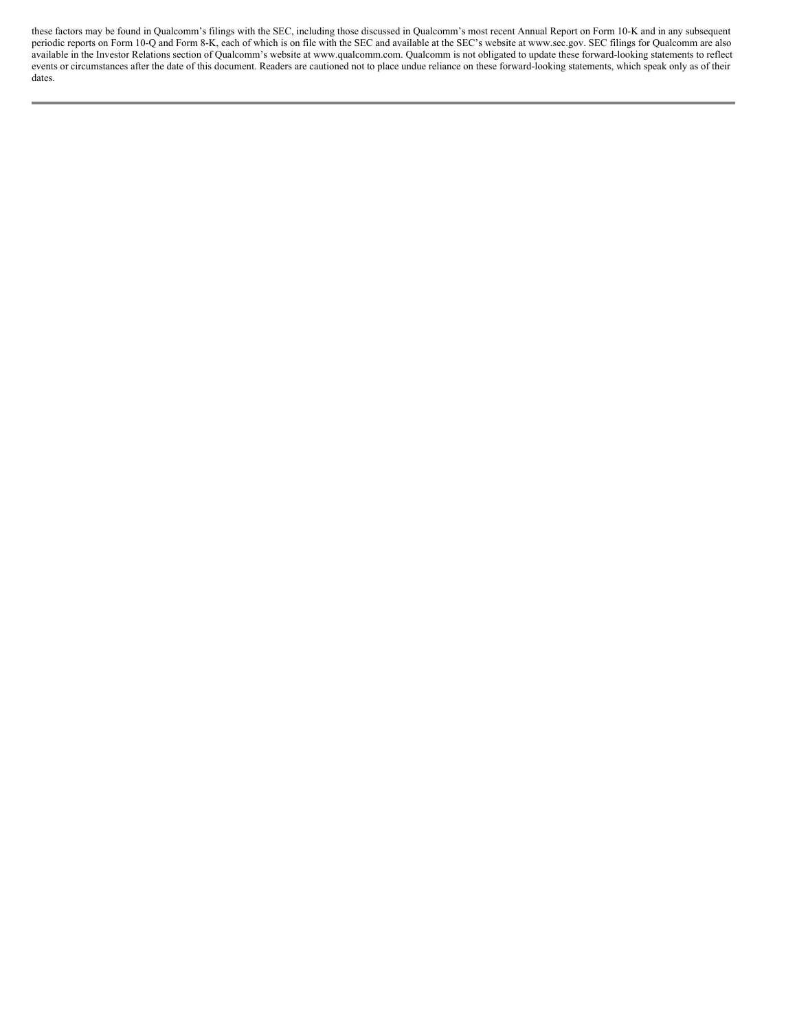these factors may be found in Qualcomm's filings with the SEC, including those discussed in Qualcomm's most recent Annual Report on Form 10-K and in any subsequent periodic reports on Form 10-Q and Form 8-K, each of which is on file with the SEC and available at the SEC's website at www.sec.gov. SEC filings for Qualcomm are also available in the Investor Relations section of Qualcomm's website at www.qualcomm.com. Qualcomm is not obligated to update these forward-looking statements to reflect events or circumstances after the date of this document. Readers are cautioned not to place undue reliance on these forward-looking statements, which speak only as of their dates.

---